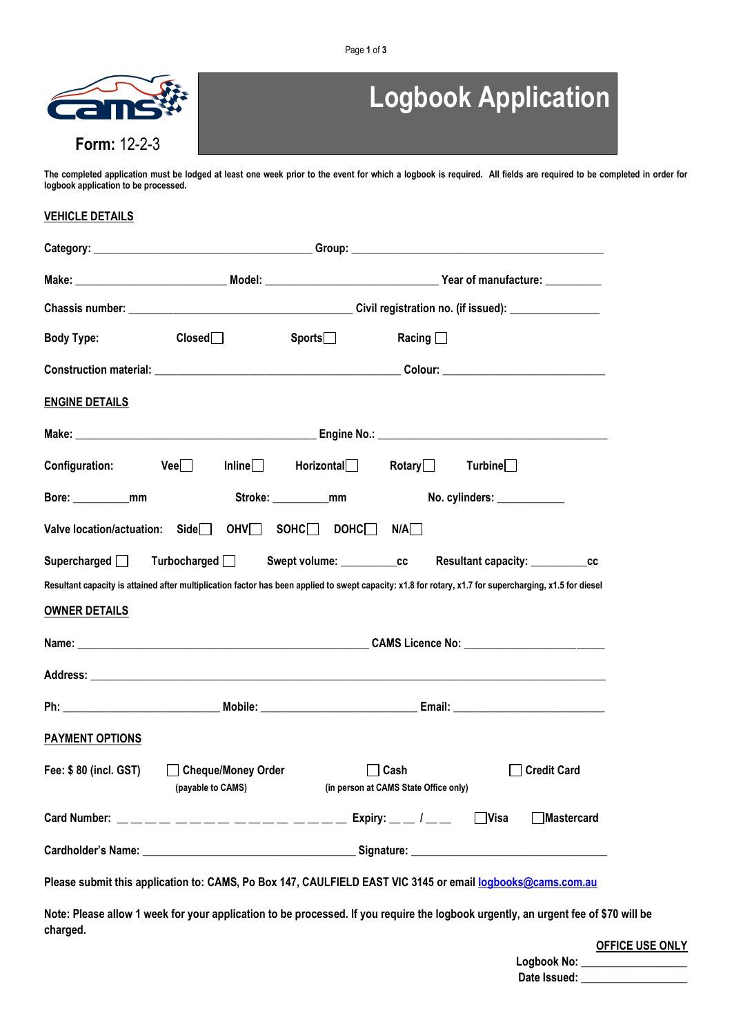Form: 12-2-3

# Logbook Application

**The completed application must be lodged at least one week prior to the event for which a logbook is required. All fields are required to be completed in order for logbook application to be processed.**

## VEHICLE DETAILS

Category: ______________________________________ Group: ____________________________________________

Make: __________________________ Model: ______________________________ Year of manufacture: __________

Chassis number: _______________________________________ Civil registration no. (if issued): _______________

Body Type: Closed ☐ Sports ☐ Racing ☐

Construction material: ___________________________________________ Colour: ____________________________

## ENGINE DETAILS

Make: __________________________________________ Engine No.: ________________________________________

Configuration: Vee ☐ Inline ☐ Horizontal ☐ Rotary ☐ Turbine ☐

Bore: _________mm Stroke: _________mm No. cylinders: ___________

Valve location/actuation: Side ☐ OHV ☐ SOHC ☐ DOHC ☐ N/A ☐

Supercharged ☐ Turbocharged ☐ Swept volume: _________cc Resultant capacity: _________cc

Resultant capacity is attained after multiplication factor has been applied to swept capacity: x1.8 for rotary, x1.7 for supercharging, x1.5 for diesel

## OWNER DETAILS

Name: ___________________________________________________ CAMS Licence No: _______________________

Address: _____________________________________________________________________________________

Ph: ___________________________ Mobile: ___________________________ Email: __________________________

## PAYMENT OPTIONS

Fee: $ 80 (incl. GST) ☐ Cheque/Money Order (payable to CAMS) ☐ Cash (in person at CAMS State Office only) ☐ Credit Card

Card Number: _ _ _ _ _ _ _ _ _ _ _ _ _ _ _ _ Expiry: _ _ / _ _ ☐ Visa ☐ Mastercard

Cardholder's Name: _____________________________________ Signature: ___________________________________

Please submit this application to: CAMS, Po Box 147, CAULFIELD EAST VIC 3145 or email logbooks@cams.com.au

Note: Please allow 1 week for your application to be processed. If you require the logbook urgently, an urgent fee of $70 will be charged.

**OFFICE USE ONLY**

Logbook No: __________________

Date Issued: __________________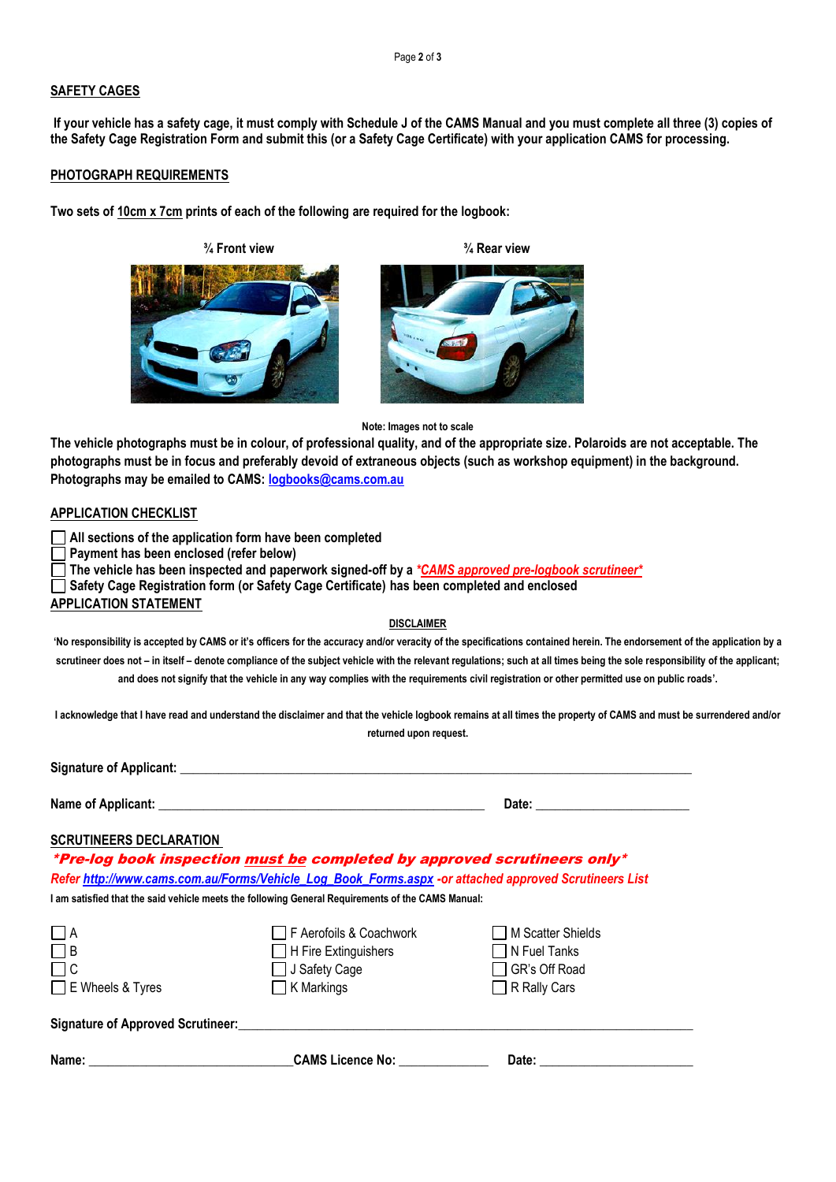## SAFETY CAGES

**If your vehicle has a safety cage, it must comply with Schedule J of the CAMS Manual and you must complete all three (3) copies of the Safety Cage Registration Form and submit this (or a Safety Cage Certificate) with your application CAMS for processing.**

## PHOTOGRAPH REQUIREMENTS

**Two sets of 10cm x 7cm prints of each of the following are required for the logbook:**

**¾ Front view** **¾ Rear view**

**Note: Images not to scale**

**The vehicle photographs must be in colour, of professional quality, and of the appropriate size. Polaroids are not acceptable. The photographs must be in focus and preferably devoid of extraneous objects (such as workshop equipment) in the background. Photographs may be emailed to CAMS: logbooks@cams.com.au**

## APPLICATION CHECKLIST

- ☐ **All sections of the application form have been completed**
- ☐ **Payment has been enclosed (refer below)**
- ☐ **The vehicle has been inspected and paperwork signed-off by a *\*CAMS approved pre-logbook scrutineer\****
- ☐ **Safety Cage Registration form (or Safety Cage Certificate) has been completed and enclosed**

## APPLICATION STATEMENT

### DISCLAIMER

**'No responsibility is accepted by CAMS or it's officers for the accuracy and/or veracity of the specifications contained herein. The endorsement of the application by a scrutineer does not – in itself – denote compliance of the subject vehicle with the relevant regulations; such at all times being the sole responsibility of the applicant; and does not signify that the vehicle in any way complies with the requirements civil registration or other permitted use on public roads'.**

**I acknowledge that I have read and understand the disclaimer and that the vehicle logbook remains at all times the property of CAMS and must be surrendered and/or returned upon request.**

**Signature of Applicant:** ______________________________________________

**Name of Applicant:** ______________________________ **Date:** ______________

## SCRUTINEERS DECLARATION

***\*Pre-log book inspection must be completed by approved scrutineers only\****

*Refer http://www.cams.com.au/Forms/Vehicle_Log_Book_Forms.aspx -or attached approved Scrutineers List*

**I am satisfied that the said vehicle meets the following General Requirements of the CAMS Manual:**

| | | |
|---|---|---|
| ☐ A | ☐ F Aerofoils & Coachwork | ☐ M Scatter Shields |
| ☐ B | ☐ H Fire Extinguishers | ☐ N Fuel Tanks |
| ☐ C | ☐ J Safety Cage | ☐ GR's Off Road |
| ☐ E Wheels & Tyres | ☐ K Markings | ☐ R Rally Cars |

**Signature of Approved Scrutineer:** ______________________________________________

**Name:** ____________________ **CAMS Licence No:** ____________ **Date:** ______________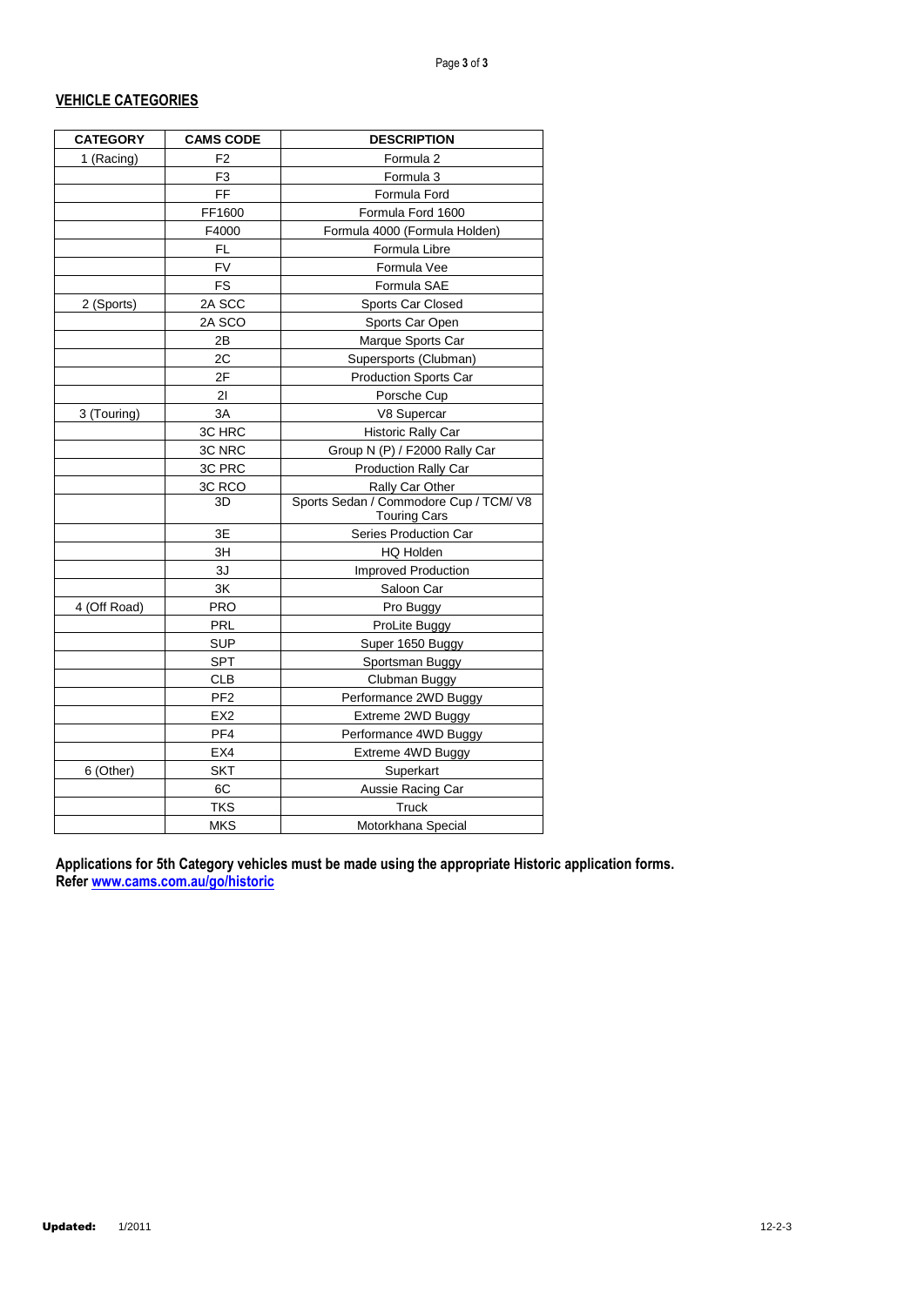## VEHICLE CATEGORIES

| CATEGORY | CAMS CODE | DESCRIPTION |
|---|---|---|
| 1 (Racing) | F2 | Formula 2 |
| | F3 | Formula 3 |
| | FF | Formula Ford |
| | FF1600 | Formula Ford 1600 |
| | F4000 | Formula 4000 (Formula Holden) |
| | FL | Formula Libre |
| | FV | Formula Vee |
| | FS | Formula SAE |
| 2 (Sports) | 2A SCC | Sports Car Closed |
| | 2A SCO | Sports Car Open |
| | 2B | Marque Sports Car |
| | 2C | Supersports (Clubman) |
| | 2F | Production Sports Car |
| | 2I | Porsche Cup |
| 3 (Touring) | 3A | V8 Supercar |
| | 3C HRC | Historic Rally Car |
| | 3C NRC | Group N (P) / F2000 Rally Car |
| | 3C PRC | Production Rally Car |
| | 3C RCO | Rally Car Other |
| | 3D | Sports Sedan / Commodore Cup / TCM/ V8 Touring Cars |
| | 3E | Series Production Car |
| | 3H | HQ Holden |
| | 3J | Improved Production |
| | 3K | Saloon Car |
| 4 (Off Road) | PRO | Pro Buggy |
| | PRL | ProLite Buggy |
| | SUP | Super 1650 Buggy |
| | SPT | Sportsman Buggy |
| | CLB | Clubman Buggy |
| | PF2 | Performance 2WD Buggy |
| | EX2 | Extreme 2WD Buggy |
| | PF4 | Performance 4WD Buggy |
| | EX4 | Extreme 4WD Buggy |
| 6 (Other) | SKT | Superkart |
| | 6C | Aussie Racing Car |
| | TKS | Truck |
| | MKS | Motorkhana Special |

**Applications for 5th Category vehicles must be made using the appropriate Historic application forms.**
**Refer www.cams.com.au/go/historic**

**Updated:** 1/2011

12-2-3